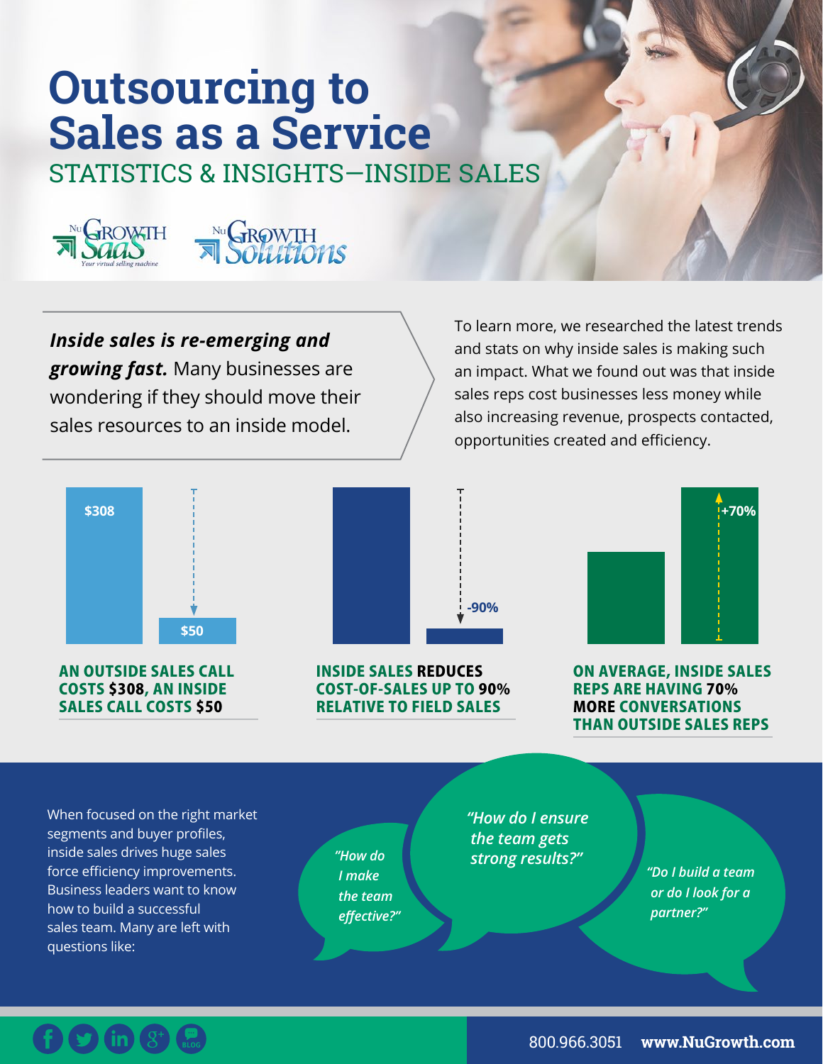# Outsourcing to Sales as a Service

## STATISTICS & INSIGHTS—INSIDE SALES

NuGrowth SaaS — Your virtual selling machine

NuGrowth Solutions

***Inside sales is re-emerging and growing fast.*** Many businesses are wondering if they should move their sales resources to an inside model.

To learn more, we researched the latest trends and stats on why inside sales is making such an impact. What we found out was that inside sales reps cost businesses less money while also increasing revenue, prospects contacted, opportunities created and efficiency.

$308

$50

**AN OUTSIDE SALES CALL COSTS $308, AN INSIDE SALES CALL COSTS $50**

-90%

**INSIDE SALES REDUCES COST-OF-SALES UP TO 90% RELATIVE TO FIELD SALES**

+70%

**ON AVERAGE, INSIDE SALES REPS ARE HAVING 70% MORE CONVERSATIONS THAN OUTSIDE SALES REPS**

When focused on the right market segments and buyer profiles, inside sales drives huge sales force efficiency improvements. Business leaders want to know how to build a successful sales team. Many are left with questions like:

*"How do I make the team effective?"*

*"How do I ensure the team gets strong results?"*

*"Do I build a team or do I look for a partner?"*

800.966.3051 **www.NuGrowth.com**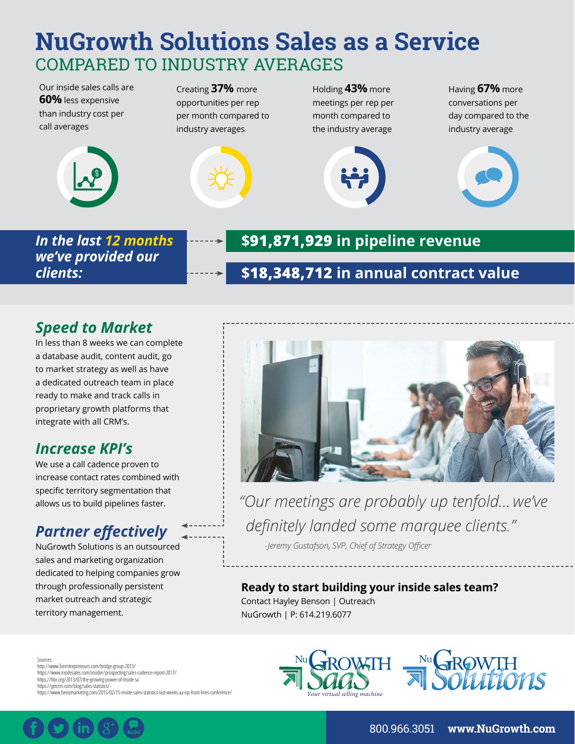# NuGrowth Solutions Sales as a Service

## COMPARED TO INDUSTRY AVERAGES

Our inside sales calls are **60%** less expensive than industry cost per call averages

Creating **37%** more opportunities per rep per month compared to industry averages

Holding **43%** more meetings per rep per month compared to the industry average

Having **67%** more conversations per day compared to the industry average

***In the last 12 months we've provided our clients:***

**$91,871,929 in pipeline revenue**

**$18,348,712 in annual contract value**

## *Speed to Market*

In less than 8 weeks we can complete a database audit, content audit, go to market strategy as well as have a dedicated outreach team in place ready to make and track calls in proprietary growth platforms that integrate with all CRM's.

## *Increase KPI's*

We use a call cadence proven to increase contact rates combined with specific territory segmentation that allows us to build pipelines faster.

## *Partner effectively*

NuGrowth Solutions is an outsourced sales and marketing organization dedicated to helping companies grow through professionally persistent market outreach and strategic territory management.

*"Our meetings are probably up tenfold... we've definitely landed some marquee clients."*

*-Jeremy Gustafson, SVP, Chief of Strategy Officer*

**Ready to start building your inside sales team?**

Contact Hayley Benson | Outreach

NuGrowth | P: 614.219.6077

Sources:
http://www.forentrepreneurs.com/bridge-group-2015/
https://www.insidesales.com/insider/prospecting/sales-cadence-report-2017/
https://hbr.org/2013/07/the-growing-power-of-inside-sa
https://getcrm.com/blog/sales-statistics/
https://www.heinzmarketing.com/2015/02/15-inside-sales-statistics-last-weeks-aa-isp-front-lines-conference/

NuGrowth SaaS — Your virtual selling machine

NuGrowth Solutions

800.966.3051 **www.NuGrowth.com**